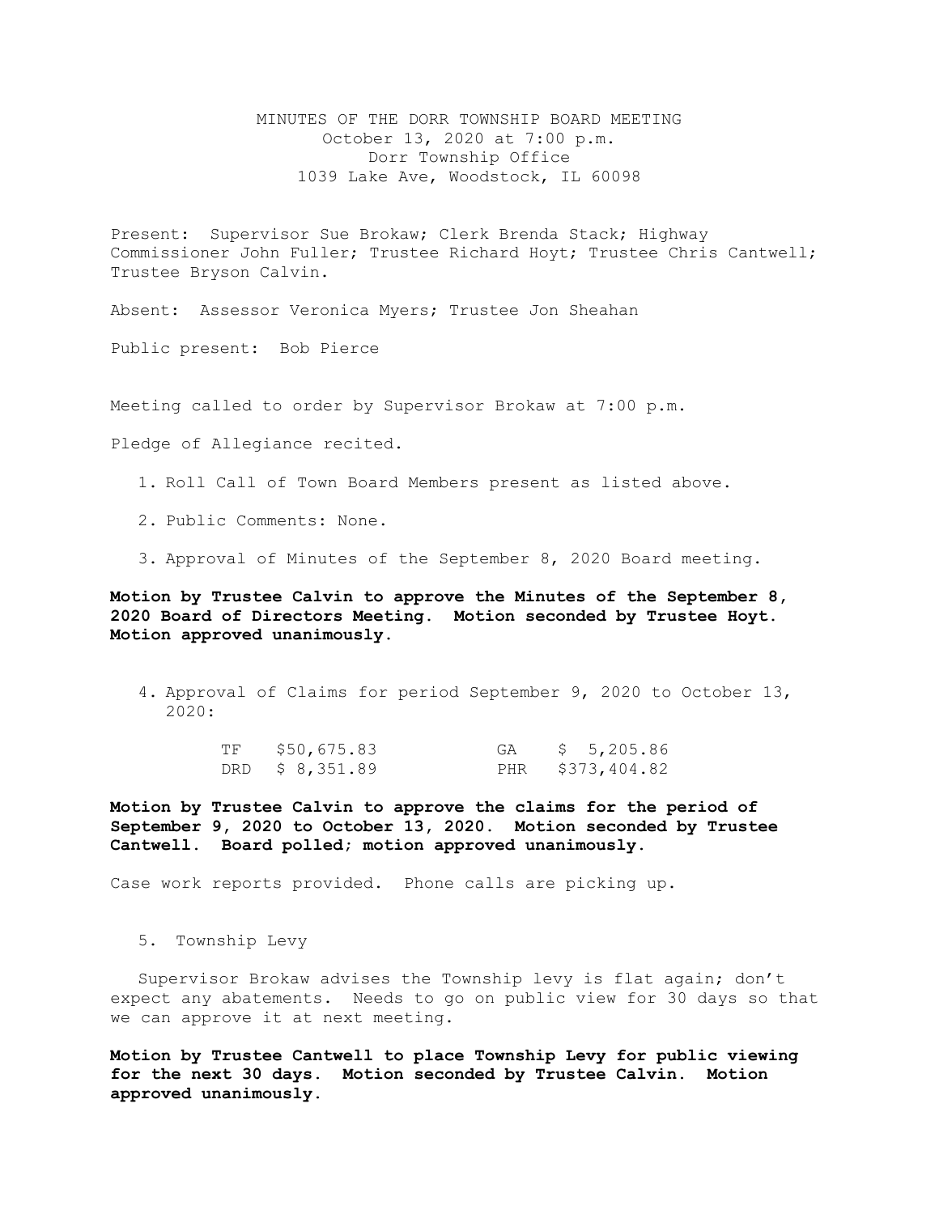# MINUTES OF THE DORR TOWNSHIP BOARD MEETING

October 13, 2020 at 7:00 p.m.
Dorr Township Office
1039 Lake Ave, Woodstock, IL 60098

Present: Supervisor Sue Brokaw; Clerk Brenda Stack; Highway Commissioner John Fuller; Trustee Richard Hoyt; Trustee Chris Cantwell; Trustee Bryson Calvin.

Absent: Assessor Veronica Myers; Trustee Jon Sheahan

Public present: Bob Pierce

Meeting called to order by Supervisor Brokaw at 7:00 p.m.

Pledge of Allegiance recited.

1. Roll Call of Town Board Members present as listed above.

2. Public Comments: None.

3. Approval of Minutes of the September 8, 2020 Board meeting.

**Motion by Trustee Calvin to approve the Minutes of the September 8, 2020 Board of Directors Meeting. Motion seconded by Trustee Hoyt. Motion approved unanimously.**

4. Approval of Claims for period September 9, 2020 to October 13, 2020:

| | | | |
|---|---|---|---|
| TF | $50,675.83 | GA | $ 5,205.86 |
| DRD | $ 8,351.89 | PHR | $373,404.82 |

**Motion by Trustee Calvin to approve the claims for the period of September 9, 2020 to October 13, 2020. Motion seconded by Trustee Cantwell. Board polled; motion approved unanimously.**

Case work reports provided. Phone calls are picking up.

5. Township Levy

Supervisor Brokaw advises the Township levy is flat again; don't expect any abatements. Needs to go on public view for 30 days so that we can approve it at next meeting.

**Motion by Trustee Cantwell to place Township Levy for public viewing for the next 30 days. Motion seconded by Trustee Calvin. Motion approved unanimously.**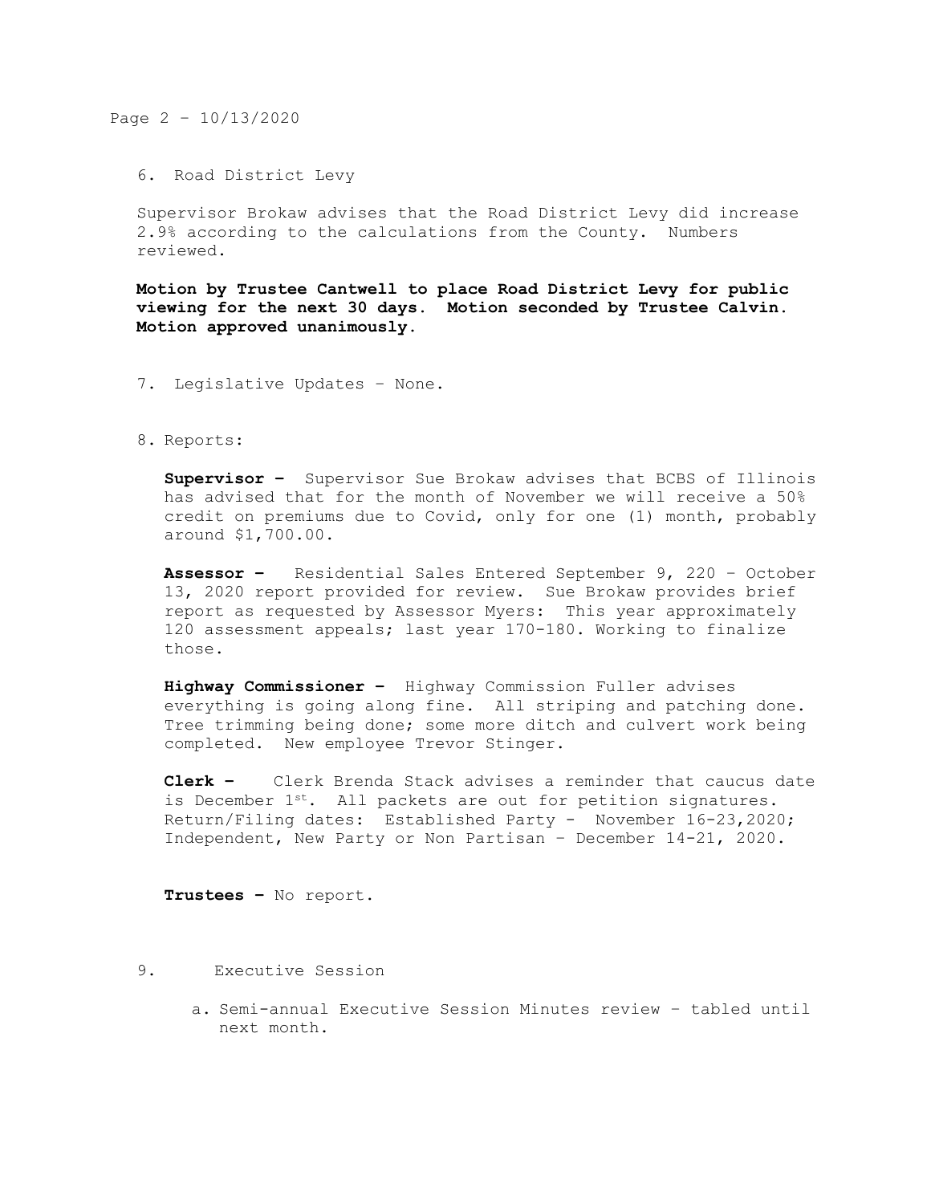6. Road District Levy

Supervisor Brokaw advises that the Road District Levy did increase 2.9% according to the calculations from the County. Numbers reviewed.

**Motion by Trustee Cantwell to place Road District Levy for public viewing for the next 30 days. Motion seconded by Trustee Calvin. Motion approved unanimously.**

7. Legislative Updates – None.

8. Reports:

**Supervisor –** Supervisor Sue Brokaw advises that BCBS of Illinois has advised that for the month of November we will receive a 50% credit on premiums due to Covid, only for one (1) month, probably around $1,700.00.

**Assessor –** Residential Sales Entered September 9, 220 – October 13, 2020 report provided for review. Sue Brokaw provides brief report as requested by Assessor Myers: This year approximately 120 assessment appeals; last year 170-180. Working to finalize those.

**Highway Commissioner –** Highway Commission Fuller advises everything is going along fine. All striping and patching done. Tree trimming being done; some more ditch and culvert work being completed. New employee Trevor Stinger.

**Clerk –** Clerk Brenda Stack advises a reminder that caucus date is December 1st. All packets are out for petition signatures. Return/Filing dates: Established Party - November 16-23,2020; Independent, New Party or Non Partisan – December 14-21, 2020.

**Trustees –** No report.

9. Executive Session

a. Semi-annual Executive Session Minutes review – tabled until next month.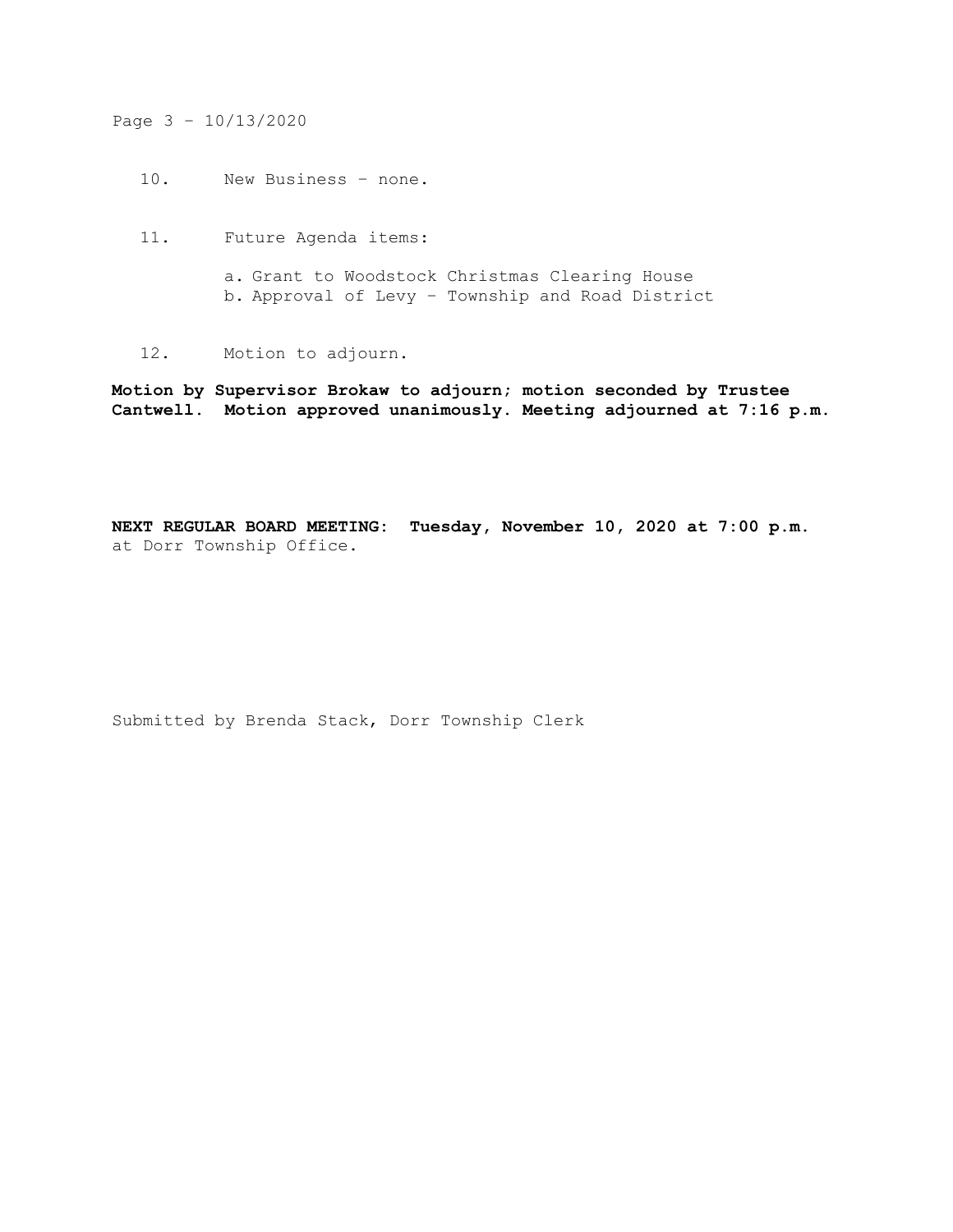10. New Business – none.

11. Future Agenda items:

    a. Grant to Woodstock Christmas Clearing House
    b. Approval of Levy – Township and Road District

12. Motion to adjourn.

**Motion by Supervisor Brokaw to adjourn; motion seconded by Trustee Cantwell. Motion approved unanimously. Meeting adjourned at 7:16 p.m.**

**NEXT REGULAR BOARD MEETING: Tuesday, November 10, 2020 at 7:00 p.m.** at Dorr Township Office.

Submitted by Brenda Stack, Dorr Township Clerk